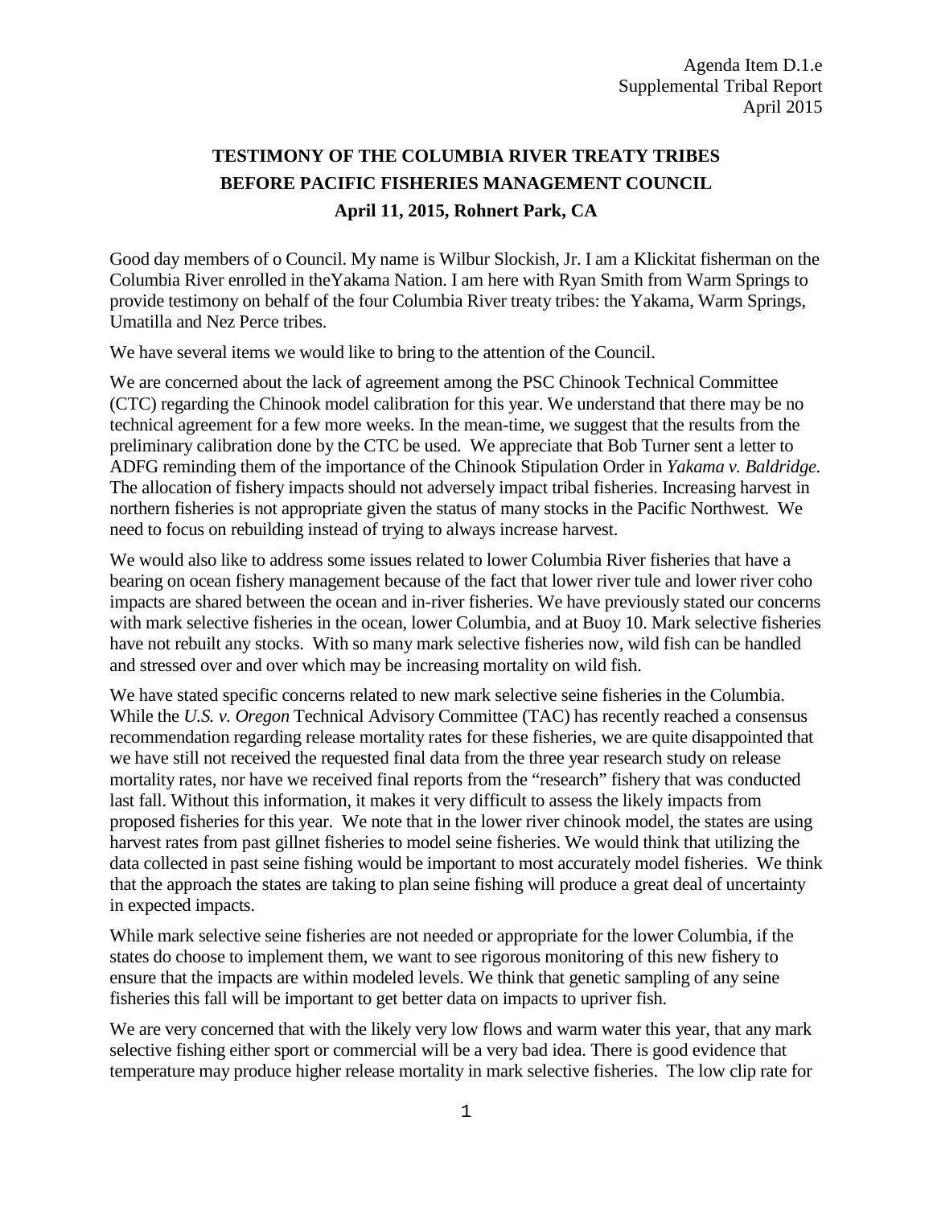Agenda Item D.1.e
Supplemental Tribal Report
April 2015

**TESTIMONY OF THE COLUMBIA RIVER TREATY TRIBES**
**BEFORE PACIFIC FISHERIES MANAGEMENT COUNCIL**
**April 11, 2015, Rohnert Park, CA**

Good day members of o Council. My name is Wilbur Slockish, Jr. I am a Klickitat fisherman on the Columbia River enrolled in theYakama Nation. I am here with Ryan Smith from Warm Springs to provide testimony on behalf of the four Columbia River treaty tribes: the Yakama, Warm Springs, Umatilla and Nez Perce tribes.

We have several items we would like to bring to the attention of the Council.

We are concerned about the lack of agreement among the PSC Chinook Technical Committee (CTC) regarding the Chinook model calibration for this year. We understand that there may be no technical agreement for a few more weeks. In the mean-time, we suggest that the results from the preliminary calibration done by the CTC be used. We appreciate that Bob Turner sent a letter to ADFG reminding them of the importance of the Chinook Stipulation Order in *Yakama v. Baldridge.* The allocation of fishery impacts should not adversely impact tribal fisheries. Increasing harvest in northern fisheries is not appropriate given the status of many stocks in the Pacific Northwest. We need to focus on rebuilding instead of trying to always increase harvest.

We would also like to address some issues related to lower Columbia River fisheries that have a bearing on ocean fishery management because of the fact that lower river tule and lower river coho impacts are shared between the ocean and in-river fisheries. We have previously stated our concerns with mark selective fisheries in the ocean, lower Columbia, and at Buoy 10. Mark selective fisheries have not rebuilt any stocks. With so many mark selective fisheries now, wild fish can be handled and stressed over and over which may be increasing mortality on wild fish.

We have stated specific concerns related to new mark selective seine fisheries in the Columbia. While the *U.S. v. Oregon* Technical Advisory Committee (TAC) has recently reached a consensus recommendation regarding release mortality rates for these fisheries, we are quite disappointed that we have still not received the requested final data from the three year research study on release mortality rates, nor have we received final reports from the "research" fishery that was conducted last fall. Without this information, it makes it very difficult to assess the likely impacts from proposed fisheries for this year. We note that in the lower river chinook model, the states are using harvest rates from past gillnet fisheries to model seine fisheries. We would think that utilizing the data collected in past seine fishing would be important to most accurately model fisheries. We think that the approach the states are taking to plan seine fishing will produce a great deal of uncertainty in expected impacts.

While mark selective seine fisheries are not needed or appropriate for the lower Columbia, if the states do choose to implement them, we want to see rigorous monitoring of this new fishery to ensure that the impacts are within modeled levels. We think that genetic sampling of any seine fisheries this fall will be important to get better data on impacts to upriver fish.

We are very concerned that with the likely very low flows and warm water this year, that any mark selective fishing either sport or commercial will be a very bad idea. There is good evidence that temperature may produce higher release mortality in mark selective fisheries. The low clip rate for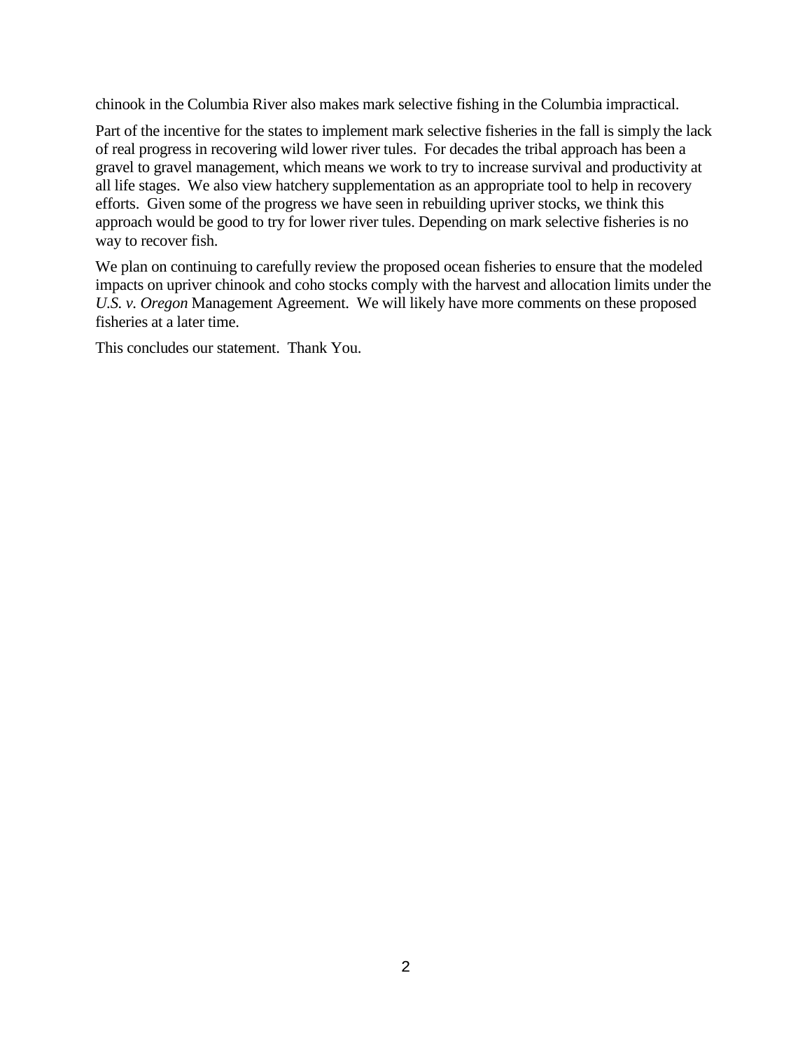chinook in the Columbia River also makes mark selective fishing in the Columbia impractical.

Part of the incentive for the states to implement mark selective fisheries in the fall is simply the lack of real progress in recovering wild lower river tules. For decades the tribal approach has been a gravel to gravel management, which means we work to try to increase survival and productivity at all life stages. We also view hatchery supplementation as an appropriate tool to help in recovery efforts. Given some of the progress we have seen in rebuilding upriver stocks, we think this approach would be good to try for lower river tules. Depending on mark selective fisheries is no way to recover fish.

We plan on continuing to carefully review the proposed ocean fisheries to ensure that the modeled impacts on upriver chinook and coho stocks comply with the harvest and allocation limits under the *U.S. v. Oregon* Management Agreement. We will likely have more comments on these proposed fisheries at a later time.

This concludes our statement. Thank You.